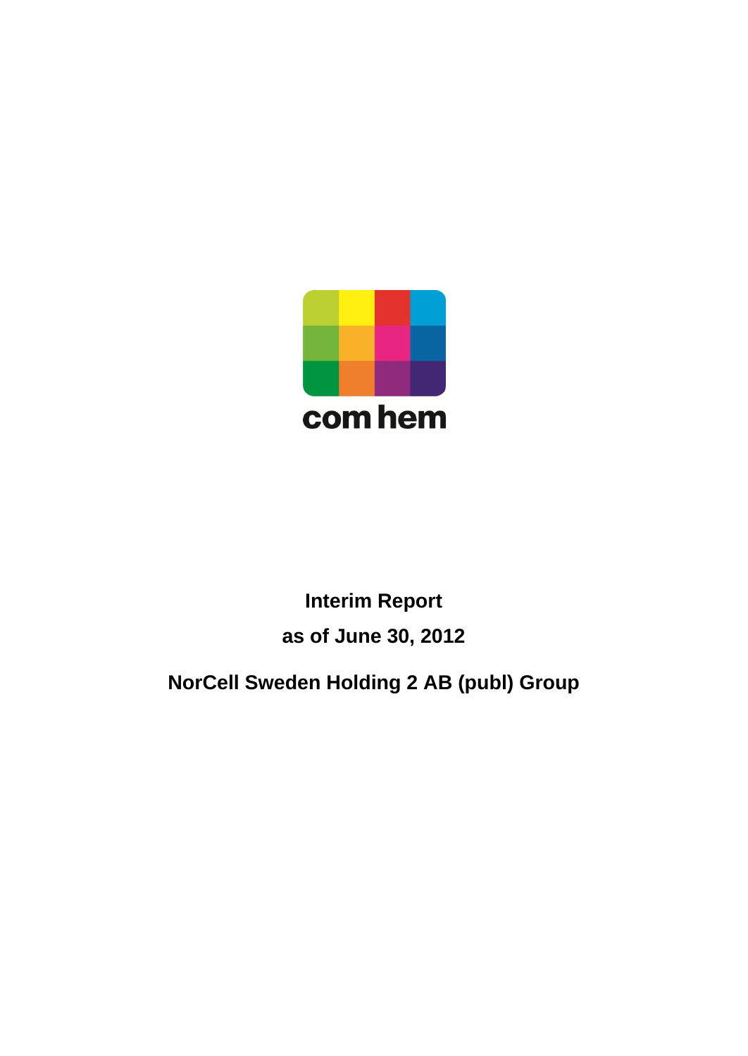com hem

# Interim Report

## as of June 30, 2012

## NorCell Sweden Holding 2 AB (publ) Group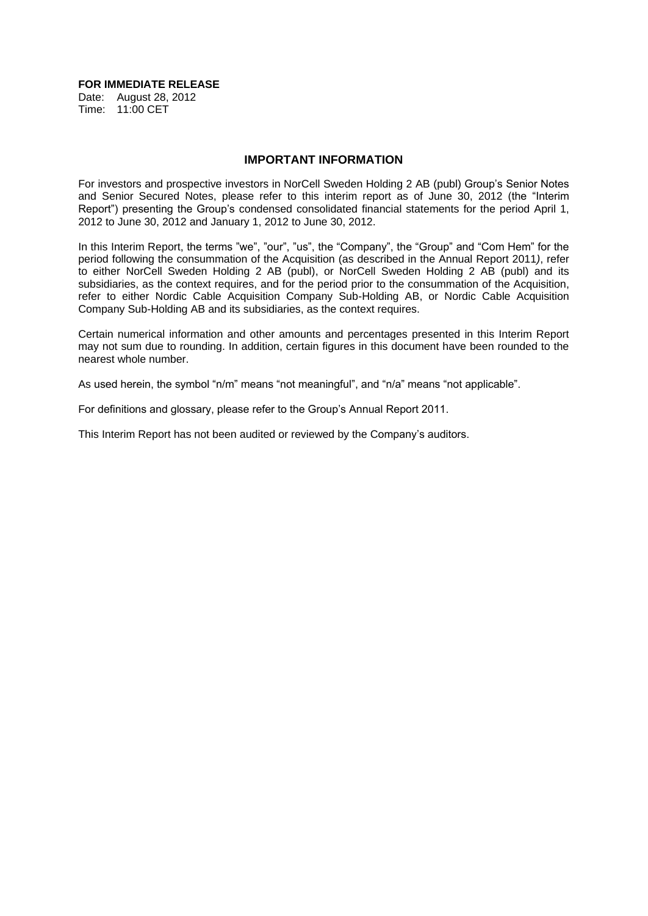**FOR IMMEDIATE RELEASE**

Date: August 28, 2012
Time: 11:00 CET

## IMPORTANT INFORMATION

For investors and prospective investors in NorCell Sweden Holding 2 AB (publ) Group's Senior Notes and Senior Secured Notes, please refer to this interim report as of June 30, 2012 (the "Interim Report") presenting the Group's condensed consolidated financial statements for the period April 1, 2012 to June 30, 2012 and January 1, 2012 to June 30, 2012.

In this Interim Report, the terms "we", "our", "us", the "Company", the "Group" and "Com Hem" for the period following the consummation of the Acquisition (as described in the Annual Report 2011), refer to either NorCell Sweden Holding 2 AB (publ), or NorCell Sweden Holding 2 AB (publ) and its subsidiaries, as the context requires, and for the period prior to the consummation of the Acquisition, refer to either Nordic Cable Acquisition Company Sub-Holding AB, or Nordic Cable Acquisition Company Sub-Holding AB and its subsidiaries, as the context requires.

Certain numerical information and other amounts and percentages presented in this Interim Report may not sum due to rounding. In addition, certain figures in this document have been rounded to the nearest whole number.

As used herein, the symbol "n/m" means "not meaningful", and "n/a" means "not applicable".

For definitions and glossary, please refer to the Group's Annual Report 2011.

This Interim Report has not been audited or reviewed by the Company's auditors.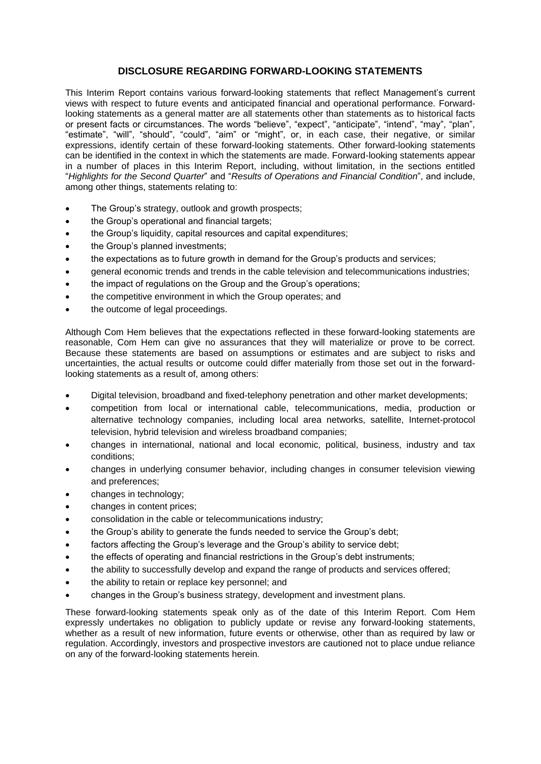## DISCLOSURE REGARDING FORWARD-LOOKING STATEMENTS

This Interim Report contains various forward-looking statements that reflect Management's current views with respect to future events and anticipated financial and operational performance. Forward-looking statements as a general matter are all statements other than statements as to historical facts or present facts or circumstances. The words "believe", "expect", "anticipate", "intend", "may", "plan", "estimate", "will", "should", "could", "aim" or "might", or, in each case, their negative, or similar expressions, identify certain of these forward-looking statements. Other forward-looking statements can be identified in the context in which the statements are made. Forward-looking statements appear in a number of places in this Interim Report, including, without limitation, in the sections entitled "*Highlights for the Second Quarter*" and "*Results of Operations and Financial Condition*", and include, among other things, statements relating to:

- The Group's strategy, outlook and growth prospects;
- the Group's operational and financial targets;
- the Group's liquidity, capital resources and capital expenditures;
- the Group's planned investments;
- the expectations as to future growth in demand for the Group's products and services;
- general economic trends and trends in the cable television and telecommunications industries;
- the impact of regulations on the Group and the Group's operations;
- the competitive environment in which the Group operates; and
- the outcome of legal proceedings.

Although Com Hem believes that the expectations reflected in these forward-looking statements are reasonable, Com Hem can give no assurances that they will materialize or prove to be correct. Because these statements are based on assumptions or estimates and are subject to risks and uncertainties, the actual results or outcome could differ materially from those set out in the forward-looking statements as a result of, among others:

- Digital television, broadband and fixed-telephony penetration and other market developments;
- competition from local or international cable, telecommunications, media, production or alternative technology companies, including local area networks, satellite, Internet-protocol television, hybrid television and wireless broadband companies;
- changes in international, national and local economic, political, business, industry and tax conditions;
- changes in underlying consumer behavior, including changes in consumer television viewing and preferences;
- changes in technology;
- changes in content prices;
- consolidation in the cable or telecommunications industry;
- the Group's ability to generate the funds needed to service the Group's debt;
- factors affecting the Group's leverage and the Group's ability to service debt;
- the effects of operating and financial restrictions in the Group's debt instruments;
- the ability to successfully develop and expand the range of products and services offered;
- the ability to retain or replace key personnel; and
- changes in the Group's business strategy, development and investment plans.

These forward-looking statements speak only as of the date of this Interim Report. Com Hem expressly undertakes no obligation to publicly update or revise any forward-looking statements, whether as a result of new information, future events or otherwise, other than as required by law or regulation. Accordingly, investors and prospective investors are cautioned not to place undue reliance on any of the forward-looking statements herein.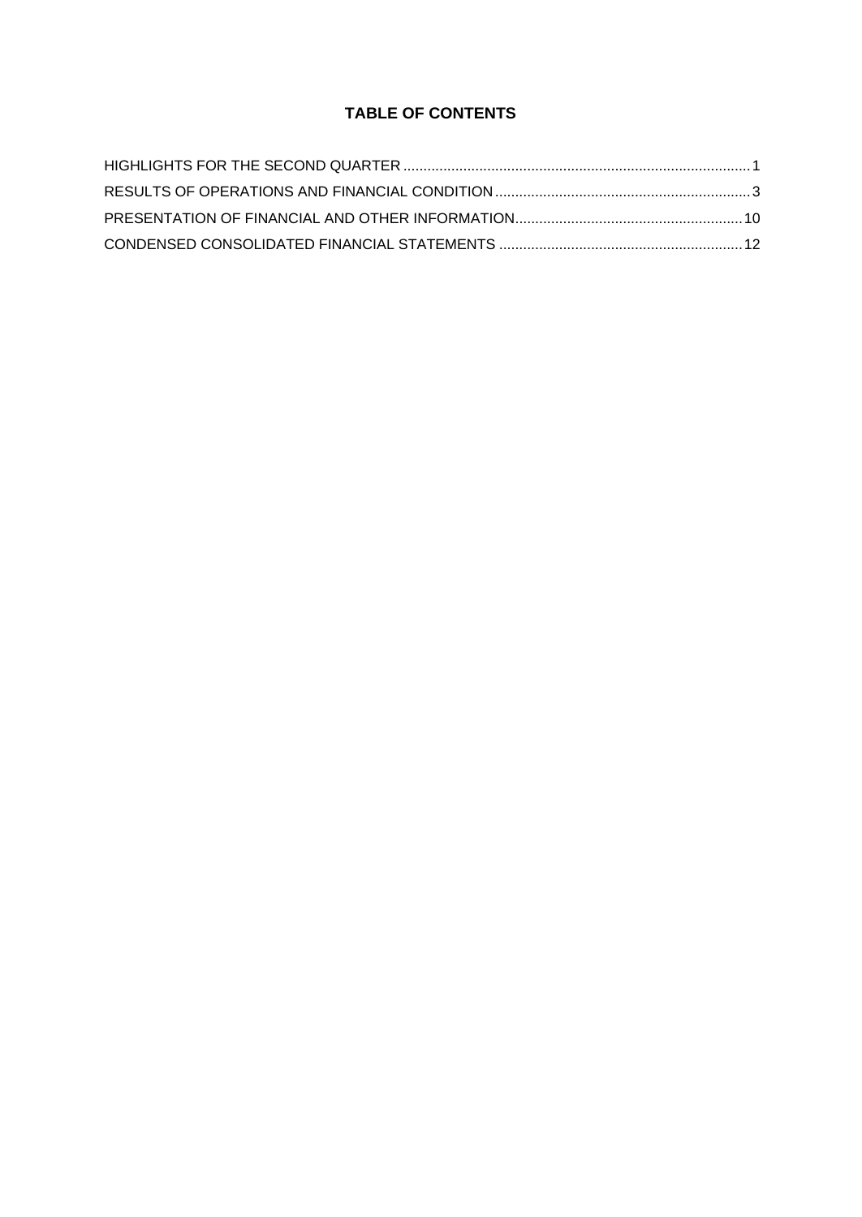# TABLE OF CONTENTS

HIGHLIGHTS FOR THE SECOND QUARTER ..... 1
RESULTS OF OPERATIONS AND FINANCIAL CONDITION ..... 3
PRESENTATION OF FINANCIAL AND OTHER INFORMATION ..... 10
CONDENSED CONSOLIDATED FINANCIAL STATEMENTS ..... 12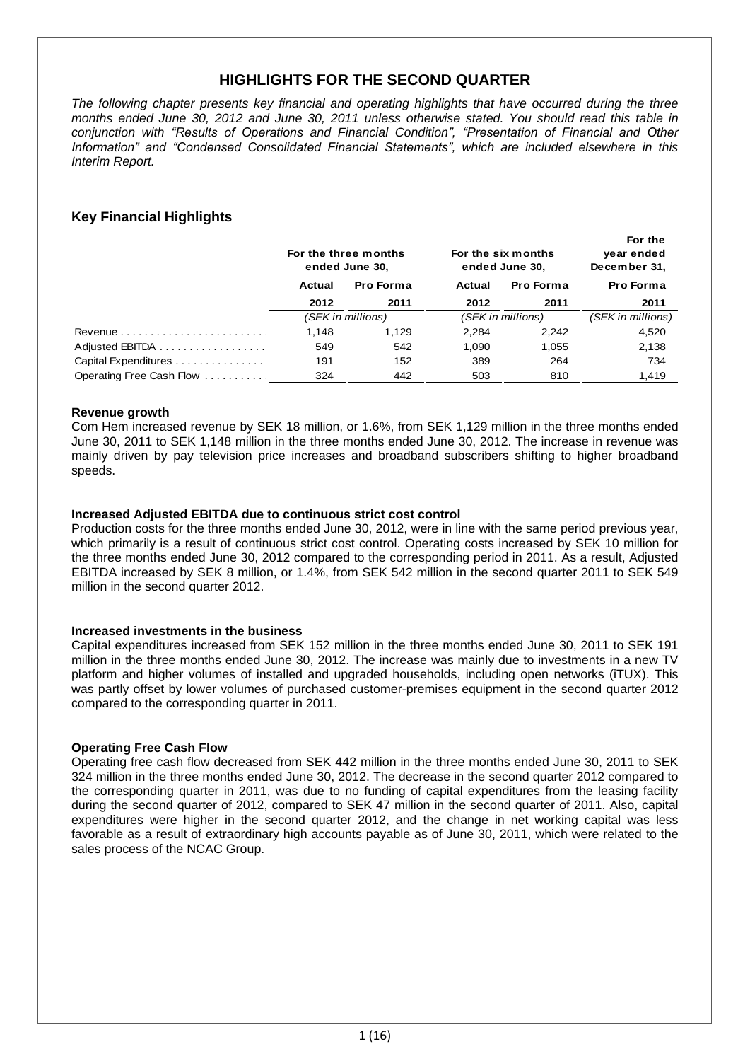# HIGHLIGHTS FOR THE SECOND QUARTER

*The following chapter presents key financial and operating highlights that have occurred during the three months ended June 30, 2012 and June 30, 2011 unless otherwise stated. You should read this table in conjunction with "Results of Operations and Financial Condition", "Presentation of Financial and Other Information" and "Condensed Consolidated Financial Statements", which are included elsewhere in this Interim Report.*

## Key Financial Highlights

| | For the three months ended June 30, | | For the six months ended June 30, | | For the year ended December 31, |
|---|---|---|---|---|---|
| | **Actual** | **Pro Forma** | **Actual** | **Pro Forma** | **Pro Forma** |
| | **2012** | **2011** | **2012** | **2011** | **2011** |
| | *(SEK in millions)* | | *(SEK in millions)* | | *(SEK in millions)* |
| Revenue | 1,148 | 1,129 | 2,284 | 2,242 | 4,520 |
| Adjusted EBITDA | 549 | 542 | 1,090 | 1,055 | 2,138 |
| Capital Expenditures | 191 | 152 | 389 | 264 | 734 |
| Operating Free Cash Flow | 324 | 442 | 503 | 810 | 1,419 |

**Revenue growth**

Com Hem increased revenue by SEK 18 million, or 1.6%, from SEK 1,129 million in the three months ended June 30, 2011 to SEK 1,148 million in the three months ended June 30, 2012. The increase in revenue was mainly driven by pay television price increases and broadband subscribers shifting to higher broadband speeds.

**Increased Adjusted EBITDA due to continuous strict cost control**

Production costs for the three months ended June 30, 2012, were in line with the same period previous year, which primarily is a result of continuous strict cost control. Operating costs increased by SEK 10 million for the three months ended June 30, 2012 compared to the corresponding period in 2011. As a result, Adjusted EBITDA increased by SEK 8 million, or 1.4%, from SEK 542 million in the second quarter 2011 to SEK 549 million in the second quarter 2012.

**Increased investments in the business**

Capital expenditures increased from SEK 152 million in the three months ended June 30, 2011 to SEK 191 million in the three months ended June 30, 2012. The increase was mainly due to investments in a new TV platform and higher volumes of installed and upgraded households, including open networks (iTUX). This was partly offset by lower volumes of purchased customer-premises equipment in the second quarter 2012 compared to the corresponding quarter in 2011.

**Operating Free Cash Flow**

Operating free cash flow decreased from SEK 442 million in the three months ended June 30, 2011 to SEK 324 million in the three months ended June 30, 2012. The decrease in the second quarter 2012 compared to the corresponding quarter in 2011, was due to no funding of capital expenditures from the leasing facility during the second quarter of 2012, compared to SEK 47 million in the second quarter of 2011. Also, capital expenditures were higher in the second quarter 2012, and the change in net working capital was less favorable as a result of extraordinary high accounts payable as of June 30, 2011, which were related to the sales process of the NCAC Group.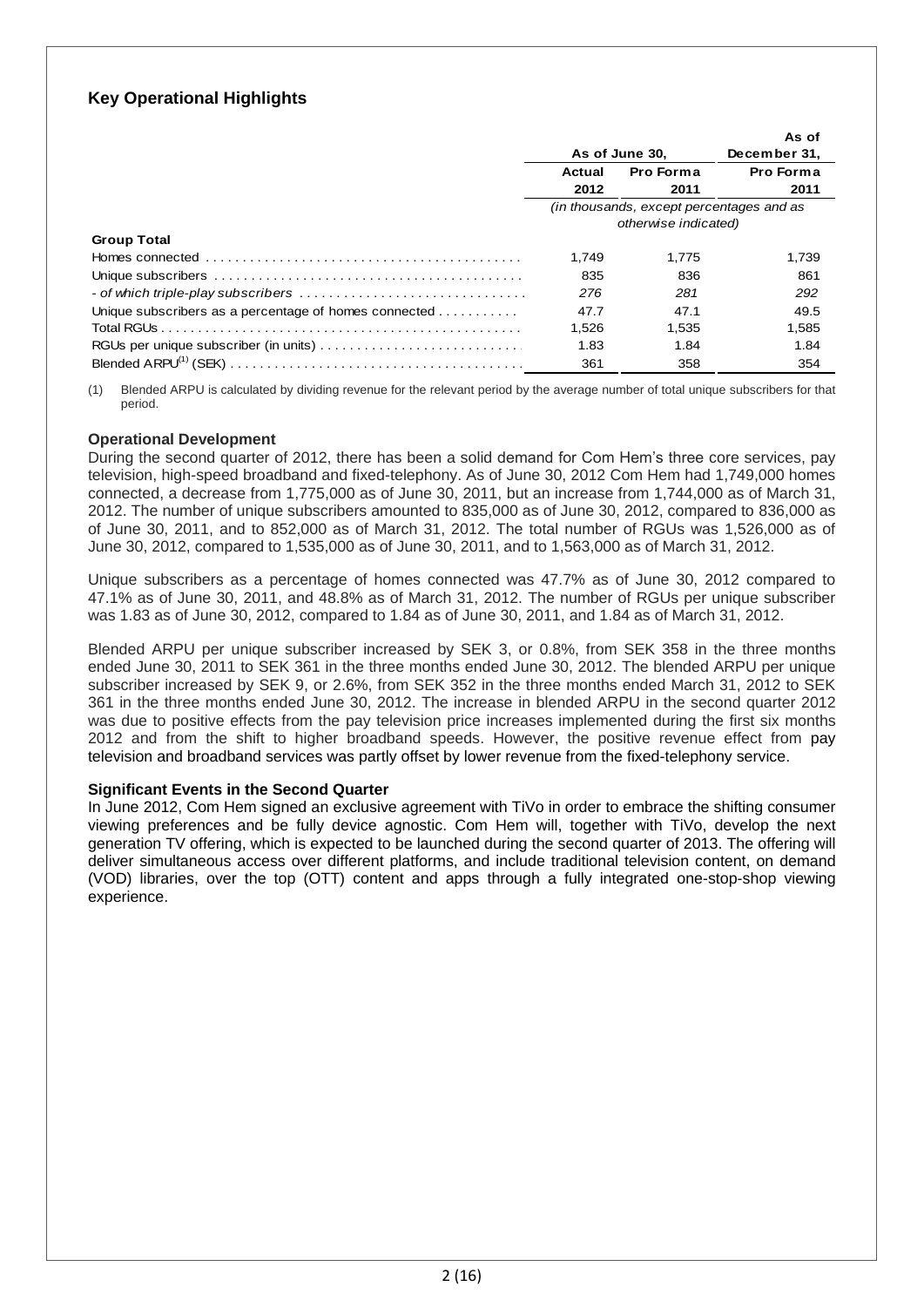## Key Operational Highlights

| | As of June 30, | | As of December 31, |
|---|---|---|---|
| | Actual 2012 | Pro Forma 2011 | Pro Forma 2011 |
| | *(in thousands, except percentages and as otherwise indicated)* | | |
| **Group Total** | | | |
| Homes connected | 1,749 | 1,775 | 1,739 |
| Unique subscribers | 835 | 836 | 861 |
| *- of which triple-play subscribers* | *276* | *281* | *292* |
| Unique subscribers as a percentage of homes connected | 47.7 | 47.1 | 49.5 |
| Total RGUs | 1,526 | 1,535 | 1,585 |
| RGUs per unique subscriber (in units) | 1.83 | 1.84 | 1.84 |
| Blended ARPU[(1)] (SEK) | 361 | 358 | 354 |

(1) Blended ARPU is calculated by dividing revenue for the relevant period by the average number of total unique subscribers for that period.

### Operational Development

During the second quarter of 2012, there has been a solid demand for Com Hem's three core services, pay television, high-speed broadband and fixed-telephony. As of June 30, 2012 Com Hem had 1,749,000 homes connected, a decrease from 1,775,000 as of June 30, 2011, but an increase from 1,744,000 as of March 31, 2012. The number of unique subscribers amounted to 835,000 as of June 30, 2012, compared to 836,000 as of June 30, 2011, and to 852,000 as of March 31, 2012. The total number of RGUs was 1,526,000 as of June 30, 2012, compared to 1,535,000 as of June 30, 2011, and to 1,563,000 as of March 31, 2012.

Unique subscribers as a percentage of homes connected was 47.7% as of June 30, 2012 compared to 47.1% as of June 30, 2011, and 48.8% as of March 31, 2012. The number of RGUs per unique subscriber was 1.83 as of June 30, 2012, compared to 1.84 as of June 30, 2011, and 1.84 as of March 31, 2012.

Blended ARPU per unique subscriber increased by SEK 3, or 0.8%, from SEK 358 in the three months ended June 30, 2011 to SEK 361 in the three months ended June 30, 2012. The blended ARPU per unique subscriber increased by SEK 9, or 2.6%, from SEK 352 in the three months ended March 31, 2012 to SEK 361 in the three months ended June 30, 2012. The increase in blended ARPU in the second quarter 2012 was due to positive effects from the pay television price increases implemented during the first six months 2012 and from the shift to higher broadband speeds. However, the positive revenue effect from pay television and broadband services was partly offset by lower revenue from the fixed-telephony service.

### Significant Events in the Second Quarter

In June 2012, Com Hem signed an exclusive agreement with TiVo in order to embrace the shifting consumer viewing preferences and be fully device agnostic. Com Hem will, together with TiVo, develop the next generation TV offering, which is expected to be launched during the second quarter of 2013. The offering will deliver simultaneous access over different platforms, and include traditional television content, on demand (VOD) libraries, over the top (OTT) content and apps through a fully integrated one-stop-shop viewing experience.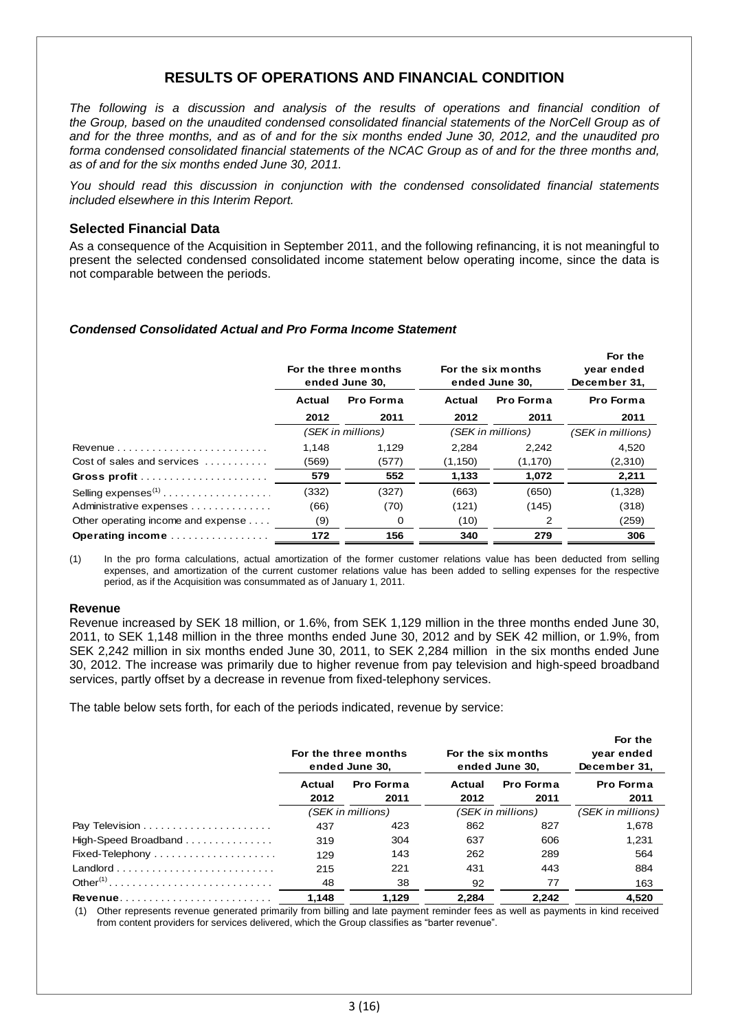# RESULTS OF OPERATIONS AND FINANCIAL CONDITION

*The following is a discussion and analysis of the results of operations and financial condition of the Group, based on the unaudited condensed consolidated financial statements of the NorCell Group as of and for the three months, and as of and for the six months ended June 30, 2012, and the unaudited pro forma condensed consolidated financial statements of the NCAC Group as of and for the three months and, as of and for the six months ended June 30, 2011.*

*You should read this discussion in conjunction with the condensed consolidated financial statements included elsewhere in this Interim Report.*

## Selected Financial Data

As a consequence of the Acquisition in September 2011, and the following refinancing, it is not meaningful to present the selected condensed consolidated income statement below operating income, since the data is not comparable between the periods.

### *Condensed Consolidated Actual and Pro Forma Income Statement*

| | For the three months ended June 30, | | For the six months ended June 30, | | For the year ended December 31, |
|---|---|---|---|---|---|
| | Actual 2012 | Pro Forma 2011 | Actual 2012 | Pro Forma 2011 | Pro Forma 2011 |
| | (SEK in millions) | | (SEK in millions) | | (SEK in millions) |
| Revenue | 1,148 | 1,129 | 2,284 | 2,242 | 4,520 |
| Cost of sales and services | (569) | (577) | (1,150) | (1,170) | (2,310) |
| **Gross profit** | **579** | **552** | **1,133** | **1,072** | **2,211** |
| Selling expenses[1] | (332) | (327) | (663) | (650) | (1,328) |
| Administrative expenses | (66) | (70) | (121) | (145) | (318) |
| Other operating income and expense | (9) | 0 | (10) | 2 | (259) |
| **Operating income** | **172** | **156** | **340** | **279** | **306** |

(1) In the pro forma calculations, actual amortization of the former customer relations value has been deducted from selling expenses, and amortization of the current customer relations value has been added to selling expenses for the respective period, as if the Acquisition was consummated as of January 1, 2011.

### Revenue

Revenue increased by SEK 18 million, or 1.6%, from SEK 1,129 million in the three months ended June 30, 2011, to SEK 1,148 million in the three months ended June 30, 2012 and by SEK 42 million, or 1.9%, from SEK 2,242 million in six months ended June 30, 2011, to SEK 2,284 million in the six months ended June 30, 2012. The increase was primarily due to higher revenue from pay television and high-speed broadband services, partly offset by a decrease in revenue from fixed-telephony services.

The table below sets forth, for each of the periods indicated, revenue by service:

| | For the three months ended June 30, | | For the six months ended June 30, | | For the year ended December 31, |
|---|---|---|---|---|---|
| | Actual 2012 | Pro Forma 2011 | Actual 2012 | Pro Forma 2011 | Pro Forma 2011 |
| | (SEK in millions) | | (SEK in millions) | | (SEK in millions) |
| Pay Television | 437 | 423 | 862 | 827 | 1,678 |
| High-Speed Broadband | 319 | 304 | 637 | 606 | 1,231 |
| Fixed-Telephony | 129 | 143 | 262 | 289 | 564 |
| Landlord | 215 | 221 | 431 | 443 | 884 |
| Other[1] | 48 | 38 | 92 | 77 | 163 |
| **Revenue** | **1,148** | **1,129** | **2,284** | **2,242** | **4,520** |

(1) Other represents revenue generated primarily from billing and late payment reminder fees as well as payments in kind received from content providers for services delivered, which the Group classifies as "barter revenue".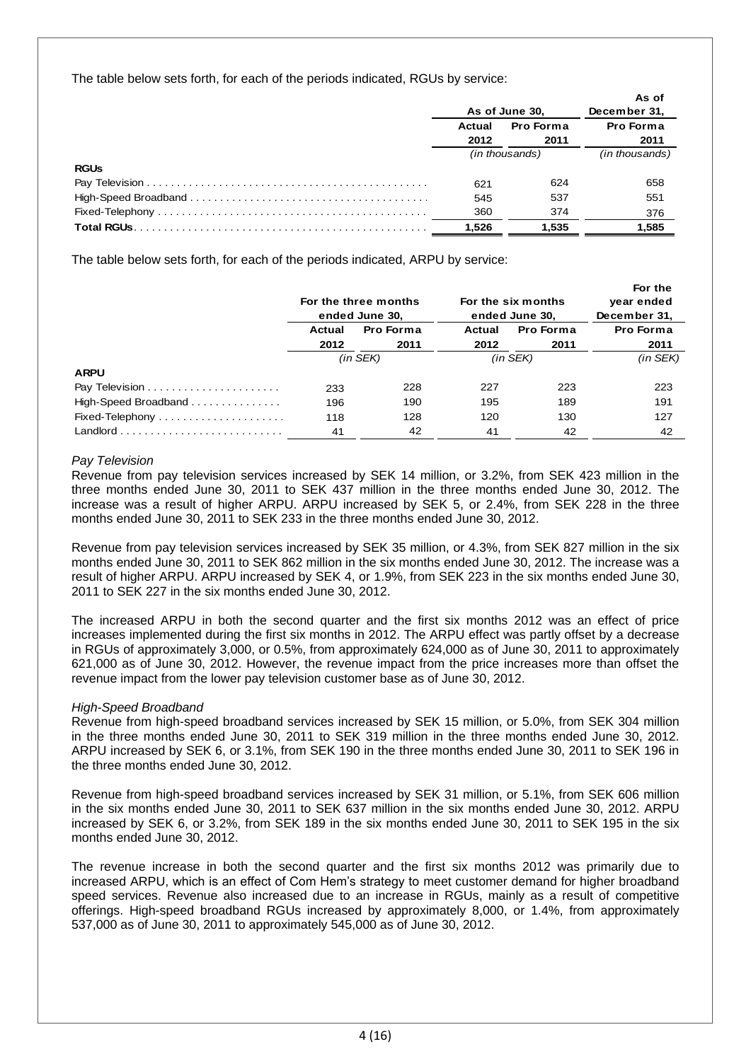The table below sets forth, for each of the periods indicated, RGUs by service:

| | As of June 30, | | As of December 31, |
|---|---|---|---|
| | Actual 2012 | Pro Forma 2011 | Pro Forma 2011 |
| | (in thousands) | | (in thousands) |
| **RGUs** | | | |
| Pay Television | 621 | 624 | 658 |
| High-Speed Broadband | 545 | 537 | 551 |
| Fixed-Telephony | 360 | 374 | 376 |
| **Total RGUs** | **1,526** | **1,535** | **1,585** |

The table below sets forth, for each of the periods indicated, ARPU by service:

| | For the three months ended June 30, | | For the six months ended June 30, | | For the year ended December 31, |
|---|---|---|---|---|---|
| | Actual 2012 | Pro Forma 2011 | Actual 2012 | Pro Forma 2011 | Pro Forma 2011 |
| | (in SEK) | | (in SEK) | | (in SEK) |
| **ARPU** | | | | | |
| Pay Television | 233 | 228 | 227 | 223 | 223 |
| High-Speed Broadband | 196 | 190 | 195 | 189 | 191 |
| Fixed-Telephony | 118 | 128 | 120 | 130 | 127 |
| Landlord | 41 | 42 | 41 | 42 | 42 |

*Pay Television*

Revenue from pay television services increased by SEK 14 million, or 3.2%, from SEK 423 million in the three months ended June 30, 2011 to SEK 437 million in the three months ended June 30, 2012. The increase was a result of higher ARPU. ARPU increased by SEK 5, or 2.4%, from SEK 228 in the three months ended June 30, 2011 to SEK 233 in the three months ended June 30, 2012.

Revenue from pay television services increased by SEK 35 million, or 4.3%, from SEK 827 million in the six months ended June 30, 2011 to SEK 862 million in the six months ended June 30, 2012. The increase was a result of higher ARPU. ARPU increased by SEK 4, or 1.9%, from SEK 223 in the six months ended June 30, 2011 to SEK 227 in the six months ended June 30, 2012.

The increased ARPU in both the second quarter and the first six months 2012 was an effect of price increases implemented during the first six months in 2012. The ARPU effect was partly offset by a decrease in RGUs of approximately 3,000, or 0.5%, from approximately 624,000 as of June 30, 2011 to approximately 621,000 as of June 30, 2012. However, the revenue impact from the price increases more than offset the revenue impact from the lower pay television customer base as of June 30, 2012.

*High-Speed Broadband*

Revenue from high-speed broadband services increased by SEK 15 million, or 5.0%, from SEK 304 million in the three months ended June 30, 2011 to SEK 319 million in the three months ended June 30, 2012. ARPU increased by SEK 6, or 3.1%, from SEK 190 in the three months ended June 30, 2011 to SEK 196 in the three months ended June 30, 2012.

Revenue from high-speed broadband services increased by SEK 31 million, or 5.1%, from SEK 606 million in the six months ended June 30, 2011 to SEK 637 million in the six months ended June 30, 2012. ARPU increased by SEK 6, or 3.2%, from SEK 189 in the six months ended June 30, 2011 to SEK 195 in the six months ended June 30, 2012.

The revenue increase in both the second quarter and the first six months 2012 was primarily due to increased ARPU, which is an effect of Com Hem's strategy to meet customer demand for higher broadband speed services. Revenue also increased due to an increase in RGUs, mainly as a result of competitive offerings. High-speed broadband RGUs increased by approximately 8,000, or 1.4%, from approximately 537,000 as of June 30, 2011 to approximately 545,000 as of June 30, 2012.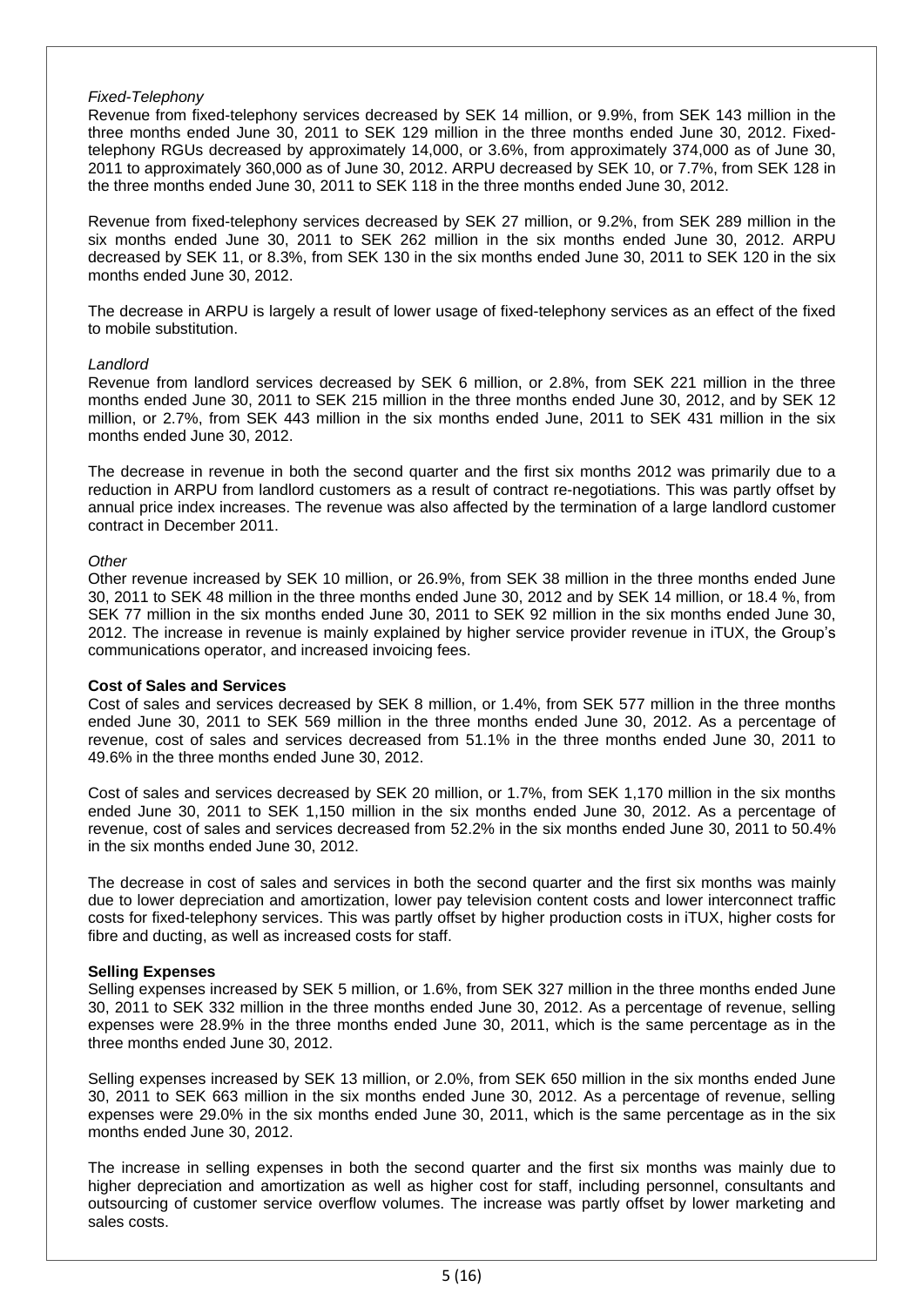*Fixed-Telephony*

Revenue from fixed-telephony services decreased by SEK 14 million, or 9.9%, from SEK 143 million in the three months ended June 30, 2011 to SEK 129 million in the three months ended June 30, 2012. Fixed-telephony RGUs decreased by approximately 14,000, or 3.6%, from approximately 374,000 as of June 30, 2011 to approximately 360,000 as of June 30, 2012. ARPU decreased by SEK 10, or 7.7%, from SEK 128 in the three months ended June 30, 2011 to SEK 118 in the three months ended June 30, 2012.

Revenue from fixed-telephony services decreased by SEK 27 million, or 9.2%, from SEK 289 million in the six months ended June 30, 2011 to SEK 262 million in the six months ended June 30, 2012. ARPU decreased by SEK 11, or 8.3%, from SEK 130 in the six months ended June 30, 2011 to SEK 120 in the six months ended June 30, 2012.

The decrease in ARPU is largely a result of lower usage of fixed-telephony services as an effect of the fixed to mobile substitution.

*Landlord*

Revenue from landlord services decreased by SEK 6 million, or 2.8%, from SEK 221 million in the three months ended June 30, 2011 to SEK 215 million in the three months ended June 30, 2012, and by SEK 12 million, or 2.7%, from SEK 443 million in the six months ended June, 2011 to SEK 431 million in the six months ended June 30, 2012.

The decrease in revenue in both the second quarter and the first six months 2012 was primarily due to a reduction in ARPU from landlord customers as a result of contract re-negotiations. This was partly offset by annual price index increases. The revenue was also affected by the termination of a large landlord customer contract in December 2011.

*Other*

Other revenue increased by SEK 10 million, or 26.9%, from SEK 38 million in the three months ended June 30, 2011 to SEK 48 million in the three months ended June 30, 2012 and by SEK 14 million, or 18.4 %, from SEK 77 million in the six months ended June 30, 2011 to SEK 92 million in the six months ended June 30, 2012. The increase in revenue is mainly explained by higher service provider revenue in iTUX, the Group's communications operator, and increased invoicing fees.

**Cost of Sales and Services**

Cost of sales and services decreased by SEK 8 million, or 1.4%, from SEK 577 million in the three months ended June 30, 2011 to SEK 569 million in the three months ended June 30, 2012. As a percentage of revenue, cost of sales and services decreased from 51.1% in the three months ended June 30, 2011 to 49.6% in the three months ended June 30, 2012.

Cost of sales and services decreased by SEK 20 million, or 1.7%, from SEK 1,170 million in the six months ended June 30, 2011 to SEK 1,150 million in the six months ended June 30, 2012. As a percentage of revenue, cost of sales and services decreased from 52.2% in the six months ended June 30, 2011 to 50.4% in the six months ended June 30, 2012.

The decrease in cost of sales and services in both the second quarter and the first six months was mainly due to lower depreciation and amortization, lower pay television content costs and lower interconnect traffic costs for fixed-telephony services. This was partly offset by higher production costs in iTUX, higher costs for fibre and ducting, as well as increased costs for staff.

**Selling Expenses**

Selling expenses increased by SEK 5 million, or 1.6%, from SEK 327 million in the three months ended June 30, 2011 to SEK 332 million in the three months ended June 30, 2012. As a percentage of revenue, selling expenses were 28.9% in the three months ended June 30, 2011, which is the same percentage as in the three months ended June 30, 2012.

Selling expenses increased by SEK 13 million, or 2.0%, from SEK 650 million in the six months ended June 30, 2011 to SEK 663 million in the six months ended June 30, 2012. As a percentage of revenue, selling expenses were 29.0% in the six months ended June 30, 2011, which is the same percentage as in the six months ended June 30, 2012.

The increase in selling expenses in both the second quarter and the first six months was mainly due to higher depreciation and amortization as well as higher cost for staff, including personnel, consultants and outsourcing of customer service overflow volumes. The increase was partly offset by lower marketing and sales costs.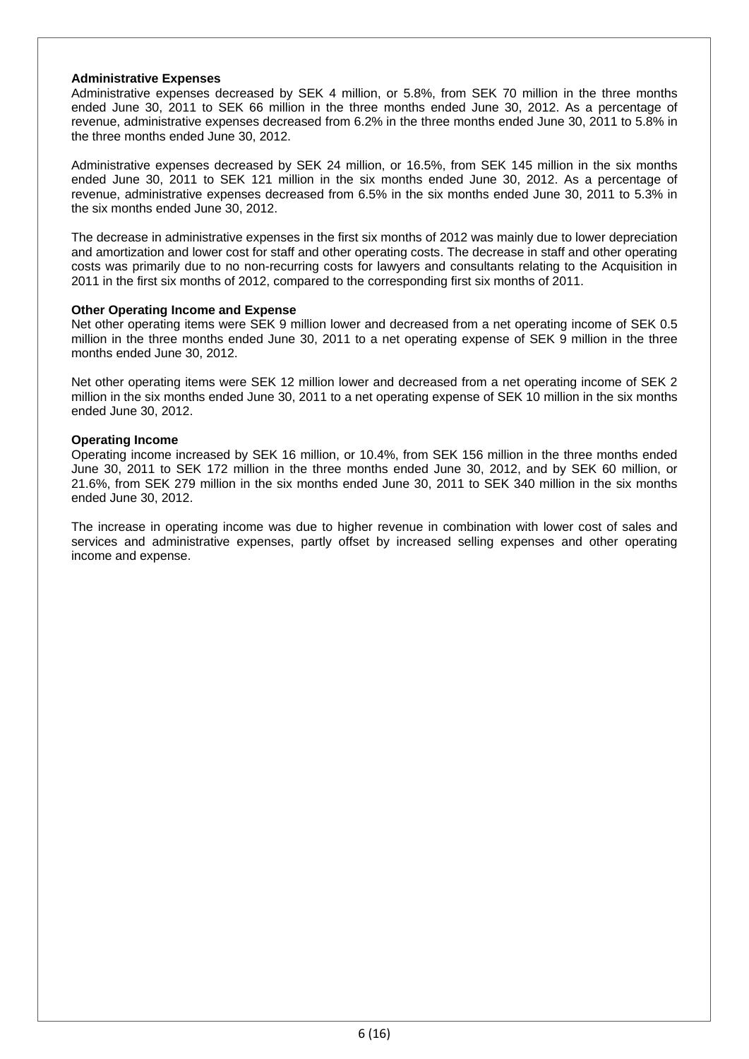**Administrative Expenses**

Administrative expenses decreased by SEK 4 million, or 5.8%, from SEK 70 million in the three months ended June 30, 2011 to SEK 66 million in the three months ended June 30, 2012. As a percentage of revenue, administrative expenses decreased from 6.2% in the three months ended June 30, 2011 to 5.8% in the three months ended June 30, 2012.

Administrative expenses decreased by SEK 24 million, or 16.5%, from SEK 145 million in the six months ended June 30, 2011 to SEK 121 million in the six months ended June 30, 2012. As a percentage of revenue, administrative expenses decreased from 6.5% in the six months ended June 30, 2011 to 5.3% in the six months ended June 30, 2012.

The decrease in administrative expenses in the first six months of 2012 was mainly due to lower depreciation and amortization and lower cost for staff and other operating costs. The decrease in staff and other operating costs was primarily due to no non-recurring costs for lawyers and consultants relating to the Acquisition in 2011 in the first six months of 2012, compared to the corresponding first six months of 2011.

**Other Operating Income and Expense**

Net other operating items were SEK 9 million lower and decreased from a net operating income of SEK 0.5 million in the three months ended June 30, 2011 to a net operating expense of SEK 9 million in the three months ended June 30, 2012.

Net other operating items were SEK 12 million lower and decreased from a net operating income of SEK 2 million in the six months ended June 30, 2011 to a net operating expense of SEK 10 million in the six months ended June 30, 2012.

**Operating Income**

Operating income increased by SEK 16 million, or 10.4%, from SEK 156 million in the three months ended June 30, 2011 to SEK 172 million in the three months ended June 30, 2012, and by SEK 60 million, or 21.6%, from SEK 279 million in the six months ended June 30, 2011 to SEK 340 million in the six months ended June 30, 2012.

The increase in operating income was due to higher revenue in combination with lower cost of sales and services and administrative expenses, partly offset by increased selling expenses and other operating income and expense.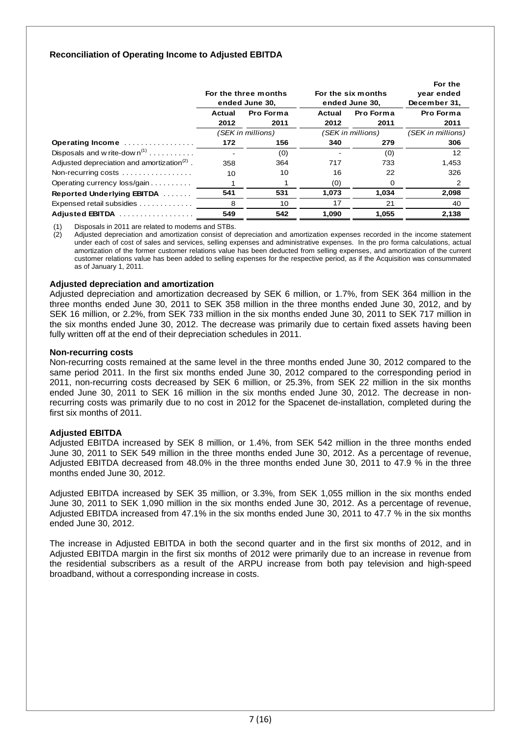### Reconciliation of Operating Income to Adjusted EBITDA

| | For the three months ended June 30, | | For the six months ended June 30, | | For the year ended December 31, |
|---|---|---|---|---|---|
| | Actual 2012 | Pro Forma 2011 | Actual 2012 | Pro Forma 2011 | Pro Forma 2011 |
| | (SEK in millions) | | (SEK in millions) | | (SEK in millions) |
| **Operating Income** | **172** | **156** | **340** | **279** | **306** |
| Disposals and write-down[1] | - | (0) | - | (0) | 12 |
| Adjusted depreciation and amortization[2] | 358 | 364 | 717 | 733 | 1,453 |
| Non-recurring costs | 10 | 10 | 16 | 22 | 326 |
| Operating currency loss/gain | 1 | 1 | (0) | 0 | 2 |
| **Reported Underlying EBITDA** | **541** | **531** | **1,073** | **1,034** | **2,098** |
| Expensed retail subsidies | 8 | 10 | 17 | 21 | 40 |
| **Adjusted EBITDA** | **549** | **542** | **1,090** | **1,055** | **2,138** |

(1) Disposals in 2011 are related to modems and STBs.

(2) Adjusted depreciation and amortization consist of depreciation and amortization expenses recorded in the income statement under each of cost of sales and services, selling expenses and administrative expenses. In the pro forma calculations, actual amortization of the former customer relations value has been deducted from selling expenses, and amortization of the current customer relations value has been added to selling expenses for the respective period, as if the Acquisition was consummated as of January 1, 2011.

**Adjusted depreciation and amortization**

Adjusted depreciation and amortization decreased by SEK 6 million, or 1.7%, from SEK 364 million in the three months ended June 30, 2011 to SEK 358 million in the three months ended June 30, 2012, and by SEK 16 million, or 2.2%, from SEK 733 million in the six months ended June 30, 2011 to SEK 717 million in the six months ended June 30, 2012. The decrease was primarily due to certain fixed assets having been fully written off at the end of their depreciation schedules in 2011.

**Non-recurring costs**

Non-recurring costs remained at the same level in the three months ended June 30, 2012 compared to the same period 2011. In the first six months ended June 30, 2012 compared to the corresponding period in 2011, non-recurring costs decreased by SEK 6 million, or 25.3%, from SEK 22 million in the six months ended June 30, 2011 to SEK 16 million in the six months ended June 30, 2012. The decrease in non-recurring costs was primarily due to no cost in 2012 for the Spacenet de-installation, completed during the first six months of 2011.

**Adjusted EBITDA**

Adjusted EBITDA increased by SEK 8 million, or 1.4%, from SEK 542 million in the three months ended June 30, 2011 to SEK 549 million in the three months ended June 30, 2012. As a percentage of revenue, Adjusted EBITDA decreased from 48.0% in the three months ended June 30, 2011 to 47.9 % in the three months ended June 30, 2012.

Adjusted EBITDA increased by SEK 35 million, or 3.3%, from SEK 1,055 million in the six months ended June 30, 2011 to SEK 1,090 million in the six months ended June 30, 2012. As a percentage of revenue, Adjusted EBITDA increased from 47.1% in the six months ended June 30, 2011 to 47.7 % in the six months ended June 30, 2012.

The increase in Adjusted EBITDA in both the second quarter and in the first six months of 2012, and in Adjusted EBITDA margin in the first six months of 2012 were primarily due to an increase in revenue from the residential subscribers as a result of the ARPU increase from both pay television and high-speed broadband, without a corresponding increase in costs.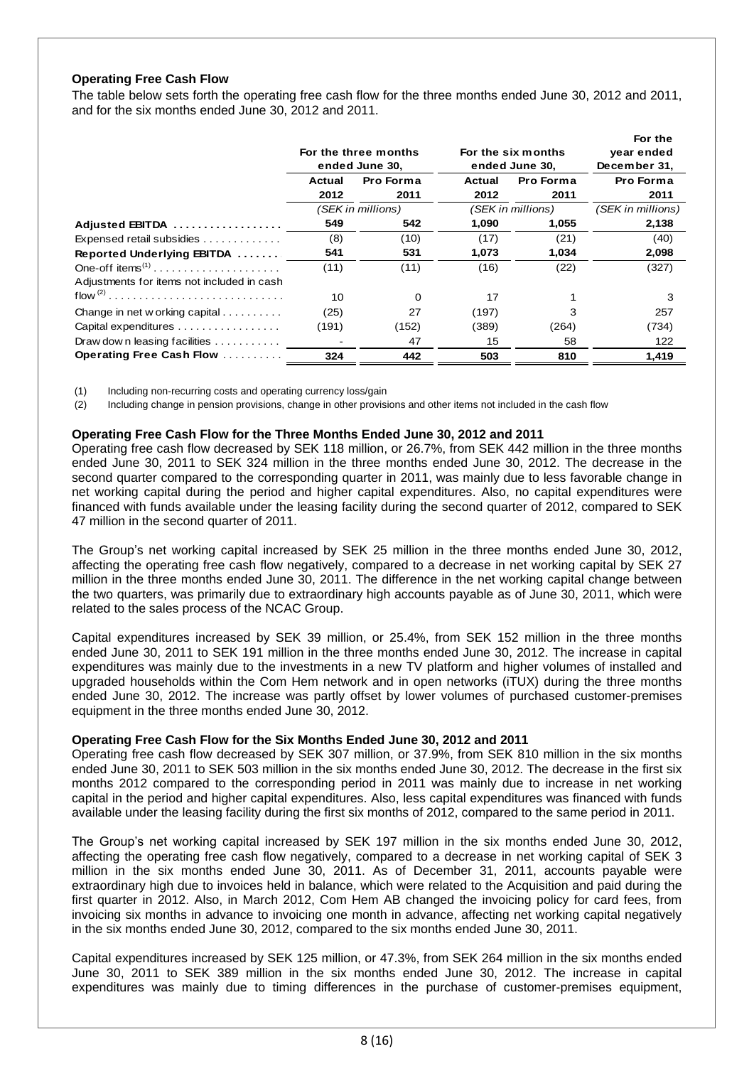### Operating Free Cash Flow

The table below sets forth the operating free cash flow for the three months ended June 30, 2012 and 2011, and for the six months ended June 30, 2012 and 2011.

| | For the three months ended June 30, | | For the six months ended June 30, | | For the year ended December 31, |
|---|---|---|---|---|---|
| | Actual 2012 | Pro Forma 2011 | Actual 2012 | Pro Forma 2011 | Pro Forma 2011 |
| | *(SEK in millions)* | | *(SEK in millions)* | | *(SEK in millions)* |
| **Adjusted EBITDA** | 549 | 542 | 1,090 | 1,055 | 2,138 |
| Expensed retail subsidies | (8) | (10) | (17) | (21) | (40) |
| **Reported Underlying EBITDA** | 541 | 531 | 1,073 | 1,034 | 2,098 |
| One-off items[1] | (11) | (11) | (16) | (22) | (327) |
| Adjustments for items not included in cash flow[2] | 10 | 0 | 17 | 1 | 3 |
| Change in net working capital | (25) | 27 | (197) | 3 | 257 |
| Capital expenditures | (191) | (152) | (389) | (264) | (734) |
| Draw down leasing facilities | - | 47 | 15 | 58 | 122 |
| **Operating Free Cash Flow** | 324 | 442 | 503 | 810 | 1,419 |

(1) Including non-recurring costs and operating currency loss/gain

(2) Including change in pension provisions, change in other provisions and other items not included in the cash flow

**Operating Free Cash Flow for the Three Months Ended June 30, 2012 and 2011**

Operating free cash flow decreased by SEK 118 million, or 26.7%, from SEK 442 million in the three months ended June 30, 2011 to SEK 324 million in the three months ended June 30, 2012. The decrease in the second quarter compared to the corresponding quarter in 2011, was mainly due to less favorable change in net working capital during the period and higher capital expenditures. Also, no capital expenditures were financed with funds available under the leasing facility during the second quarter of 2012, compared to SEK 47 million in the second quarter of 2011.

The Group's net working capital increased by SEK 25 million in the three months ended June 30, 2012, affecting the operating free cash flow negatively, compared to a decrease in net working capital by SEK 27 million in the three months ended June 30, 2011. The difference in the net working capital change between the two quarters, was primarily due to extraordinary high accounts payable as of June 30, 2011, which were related to the sales process of the NCAC Group.

Capital expenditures increased by SEK 39 million, or 25.4%, from SEK 152 million in the three months ended June 30, 2011 to SEK 191 million in the three months ended June 30, 2012. The increase in capital expenditures was mainly due to the investments in a new TV platform and higher volumes of installed and upgraded households within the Com Hem network and in open networks (iTUX) during the three months ended June 30, 2012. The increase was partly offset by lower volumes of purchased customer-premises equipment in the three months ended June 30, 2012.

**Operating Free Cash Flow for the Six Months Ended June 30, 2012 and 2011**

Operating free cash flow decreased by SEK 307 million, or 37.9%, from SEK 810 million in the six months ended June 30, 2011 to SEK 503 million in the six months ended June 30, 2012. The decrease in the first six months 2012 compared to the corresponding period in 2011 was mainly due to increase in net working capital in the period and higher capital expenditures. Also, less capital expenditures was financed with funds available under the leasing facility during the first six months of 2012, compared to the same period in 2011.

The Group's net working capital increased by SEK 197 million in the six months ended June 30, 2012, affecting the operating free cash flow negatively, compared to a decrease in net working capital of SEK 3 million in the six months ended June 30, 2011. As of December 31, 2011, accounts payable were extraordinary high due to invoices held in balance, which were related to the Acquisition and paid during the first quarter in 2012. Also, in March 2012, Com Hem AB changed the invoicing policy for card fees, from invoicing six months in advance to invoicing one month in advance, affecting net working capital negatively in the six months ended June 30, 2012, compared to the six months ended June 30, 2011.

Capital expenditures increased by SEK 125 million, or 47.3%, from SEK 264 million in the six months ended June 30, 2011 to SEK 389 million in the six months ended June 30, 2012. The increase in capital expenditures was mainly due to timing differences in the purchase of customer-premises equipment,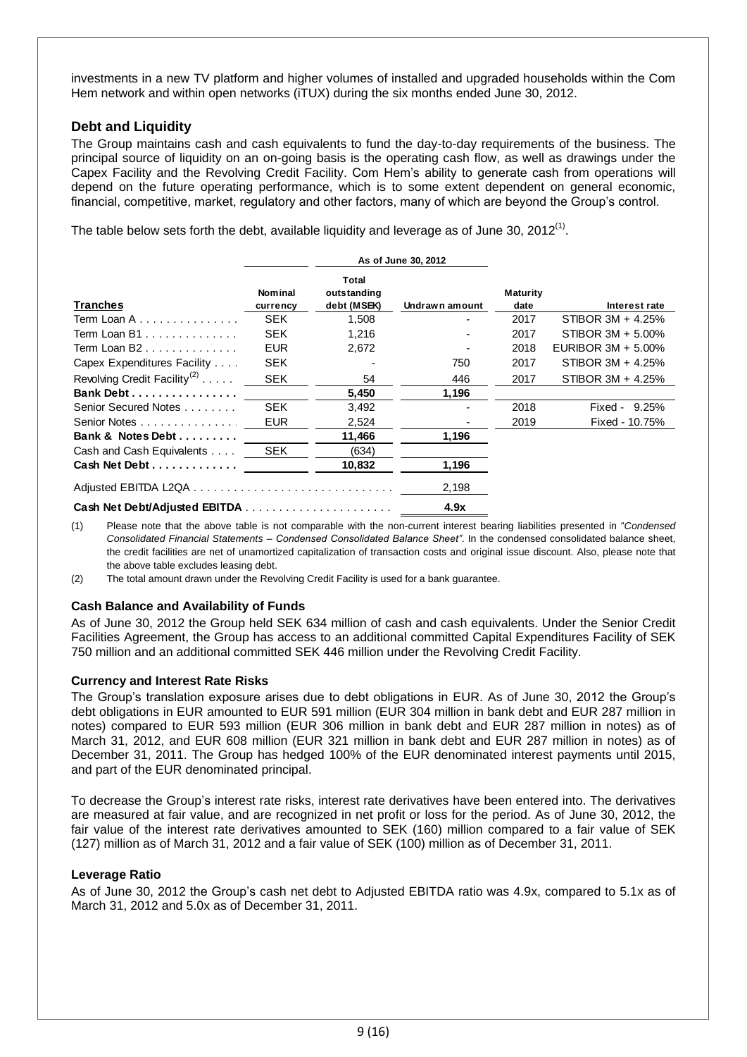investments in a new TV platform and higher volumes of installed and upgraded households within the Com Hem network and within open networks (iTUX) during the six months ended June 30, 2012.

## Debt and Liquidity

The Group maintains cash and cash equivalents to fund the day-to-day requirements of the business. The principal source of liquidity on an on-going basis is the operating cash flow, as well as drawings under the Capex Facility and the Revolving Credit Facility. Com Hem's ability to generate cash from operations will depend on the future operating performance, which is to some extent dependent on general economic, financial, competitive, market, regulatory and other factors, many of which are beyond the Group's control.

The table below sets forth the debt, available liquidity and leverage as of June 30, 2012[1].

| | | As of June 30, 2012 | | | |
|---|---|---|---|---|---|
| **Tranches** | **Nominal currency** | **Total outstanding debt (MSEK)** | **Undrawn amount** | **Maturity date** | **Interest rate** |
| Term Loan A | SEK | 1,508 | - | 2017 | STIBOR 3M + 4.25% |
| Term Loan B1 | SEK | 1,216 | - | 2017 | STIBOR 3M + 5.00% |
| Term Loan B2 | EUR | 2,672 | - | 2018 | EURIBOR 3M + 5.00% |
| Capex Expenditures Facility | SEK | - | 750 | 2017 | STIBOR 3M + 4.25% |
| Revolving Credit Facility[2] | SEK | 54 | 446 | 2017 | STIBOR 3M + 4.25% |
| **Bank Debt** | | **5,450** | **1,196** | | |
| Senior Secured Notes | SEK | 3,492 | - | 2018 | Fixed - 9.25% |
| Senior Notes | EUR | 2,524 | - | 2019 | Fixed - 10.75% |
| **Bank & Notes Debt** | | **11,466** | **1,196** | | |
| Cash and Cash Equivalents | SEK | (634) | | | |
| **Cash Net Debt** | | **10,832** | **1,196** | | |
| Adjusted EBITDA L2QA | | | 2,198 | | |
| **Cash Net Debt/Adjusted EBITDA** | | | **4.9x** | | |

(1) Please note that the above table is not comparable with the non-current interest bearing liabilities presented in "*Condensed Consolidated Financial Statements – Condensed Consolidated Balance Sheet"*. In the condensed consolidated balance sheet, the credit facilities are net of unamortized capitalization of transaction costs and original issue discount. Also, please note that the above table excludes leasing debt.

(2) The total amount drawn under the Revolving Credit Facility is used for a bank guarantee.

### Cash Balance and Availability of Funds

As of June 30, 2012 the Group held SEK 634 million of cash and cash equivalents. Under the Senior Credit Facilities Agreement, the Group has access to an additional committed Capital Expenditures Facility of SEK 750 million and an additional committed SEK 446 million under the Revolving Credit Facility.

### Currency and Interest Rate Risks

The Group's translation exposure arises due to debt obligations in EUR. As of June 30, 2012 the Group's debt obligations in EUR amounted to EUR 591 million (EUR 304 million in bank debt and EUR 287 million in notes) compared to EUR 593 million (EUR 306 million in bank debt and EUR 287 million in notes) as of March 31, 2012, and EUR 608 million (EUR 321 million in bank debt and EUR 287 million in notes) as of December 31, 2011. The Group has hedged 100% of the EUR denominated interest payments until 2015, and part of the EUR denominated principal.

To decrease the Group's interest rate risks, interest rate derivatives have been entered into. The derivatives are measured at fair value, and are recognized in net profit or loss for the period. As of June 30, 2012, the fair value of the interest rate derivatives amounted to SEK (160) million compared to a fair value of SEK (127) million as of March 31, 2012 and a fair value of SEK (100) million as of December 31, 2011.

### Leverage Ratio

As of June 30, 2012 the Group's cash net debt to Adjusted EBITDA ratio was 4.9x, compared to 5.1x as of March 31, 2012 and 5.0x as of December 31, 2011.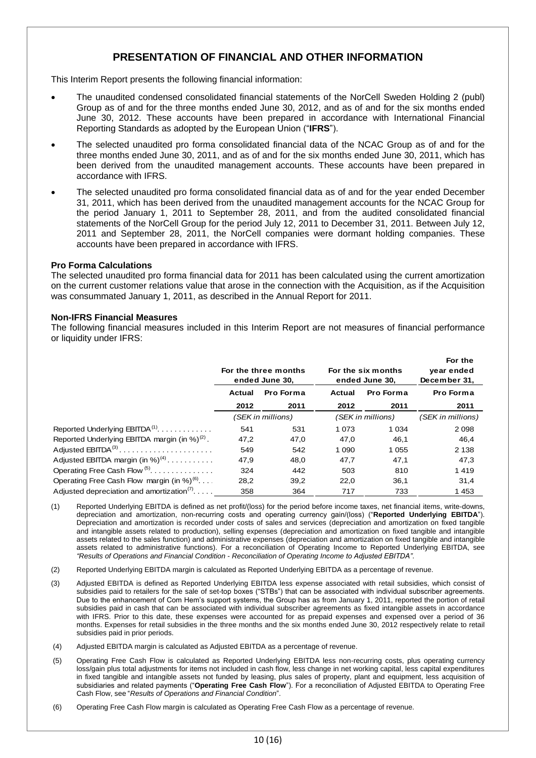# PRESENTATION OF FINANCIAL AND OTHER INFORMATION

This Interim Report presents the following financial information:

- The unaudited condensed consolidated financial statements of the NorCell Sweden Holding 2 (publ) Group as of and for the three months ended June 30, 2012, and as of and for the six months ended June 30, 2012. These accounts have been prepared in accordance with International Financial Reporting Standards as adopted by the European Union ("**IFRS**").
- The selected unaudited pro forma consolidated financial data of the NCAC Group as of and for the three months ended June 30, 2011, and as of and for the six months ended June 30, 2011, which has been derived from the unaudited management accounts. These accounts have been prepared in accordance with IFRS.
- The selected unaudited pro forma consolidated financial data as of and for the year ended December 31, 2011, which has been derived from the unaudited management accounts for the NCAC Group for the period January 1, 2011 to September 28, 2011, and from the audited consolidated financial statements of the NorCell Group for the period July 12, 2011 to December 31, 2011. Between July 12, 2011 and September 28, 2011, the NorCell companies were dormant holding companies. These accounts have been prepared in accordance with IFRS.

**Pro Forma Calculations**

The selected unaudited pro forma financial data for 2011 has been calculated using the current amortization on the current customer relations value that arose in the connection with the Acquisition, as if the Acquisition was consummated January 1, 2011, as described in the Annual Report for 2011.

**Non-IFRS Financial Measures**

The following financial measures included in this Interim Report are not measures of financial performance or liquidity under IFRS:

| | For the three months ended June 30, | | For the six months ended June 30, | | For the year ended December 31, |
|---|---|---|---|---|---|
| | **Actual** | **Pro Forma** | **Actual** | **Pro Forma** | **Pro Forma** |
| | **2012** | **2011** | **2012** | **2011** | **2011** |
| | *(SEK in millions)* | | *(SEK in millions)* | | *(SEK in millions)* |
| Reported Underlying EBITDA[(1)] | 541 | 531 | 1 073 | 1 034 | 2 098 |
| Reported Underlying EBITDA margin (in %)[(2)] | 47,2 | 47,0 | 47,0 | 46,1 | 46,4 |
| Adjusted EBITDA[(3)] | 549 | 542 | 1 090 | 1 055 | 2 138 |
| Adjusted EBITDA margin (in %)[(4)] | 47,9 | 48,0 | 47,7 | 47,1 | 47,3 |
| Operating Free Cash Flow[(5)] | 324 | 442 | 503 | 810 | 1 419 |
| Operating Free Cash Flow margin (in %)[(6)] | 28,2 | 39,2 | 22,0 | 36,1 | 31,4 |
| Adjusted depreciation and amortization[(7)] | 358 | 364 | 717 | 733 | 1 453 |

(1) Reported Underlying EBITDA is defined as net profit/(loss) for the period before income taxes, net financial items, write-downs, depreciation and amortization, non-recurring costs and operating currency gain/(loss) ("**Reported Underlying EBITDA**"). Depreciation and amortization is recorded under costs of sales and services (depreciation and amortization on fixed tangible and intangible assets related to production), selling expenses (depreciation and amortization on fixed tangible and intangible assets related to the sales function) and administrative expenses (depreciation and amortization on fixed tangible and intangible assets related to administrative functions). For a reconciliation of Operating Income to Reported Underlying EBITDA, see *"Results of Operations and Financial Condition - Reconciliation of Operating Income to Adjusted EBITDA"*.

(2) Reported Underlying EBITDA margin is calculated as Reported Underlying EBITDA as a percentage of revenue.

(3) Adjusted EBITDA is defined as Reported Underlying EBITDA less expense associated with retail subsidies, which consist of subsidies paid to retailers for the sale of set-top boxes ("STBs") that can be associated with individual subscriber agreements. Due to the enhancement of Com Hem's support systems, the Group has as from January 1, 2011, reported the portion of retail subsidies paid in cash that can be associated with individual subscriber agreements as fixed intangible assets in accordance with IFRS. Prior to this date, these expenses were accounted for as prepaid expenses and expensed over a period of 36 months. Expenses for retail subsidies in the three months and the six months ended June 30, 2012 respectively relate to retail subsidies paid in prior periods.

(4) Adjusted EBITDA margin is calculated as Adjusted EBITDA as a percentage of revenue.

(5) Operating Free Cash Flow is calculated as Reported Underlying EBITDA less non-recurring costs, plus operating currency loss/gain plus total adjustments for items not included in cash flow, less change in net working capital, less capital expenditures in fixed tangible and intangible assets not funded by leasing, plus sales of property, plant and equipment, less acquisition of subsidiaries and related payments ("**Operating Free Cash Flow**"). For a reconciliation of Adjusted EBITDA to Operating Free Cash Flow, see "*Results of Operations and Financial Condition*".

(6) Operating Free Cash Flow margin is calculated as Operating Free Cash Flow as a percentage of revenue.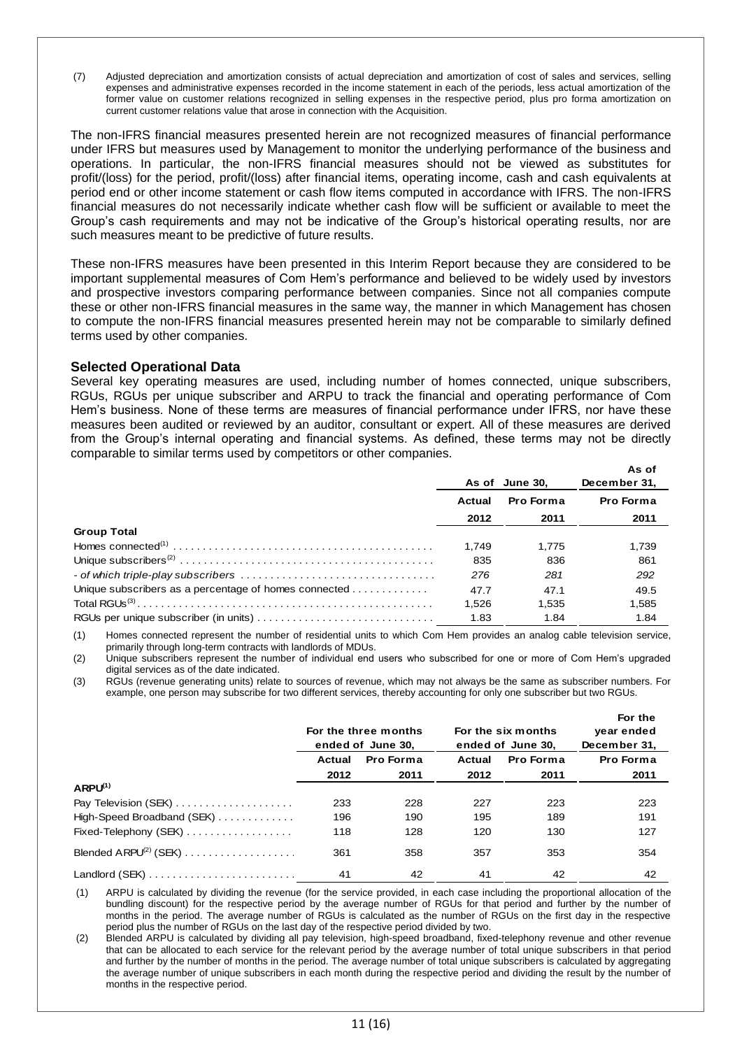(7) Adjusted depreciation and amortization consists of actual depreciation and amortization of cost of sales and services, selling expenses and administrative expenses recorded in the income statement in each of the periods, less actual amortization of the former value on customer relations recognized in selling expenses in the respective period, plus pro forma amortization on current customer relations value that arose in connection with the Acquisition.

The non-IFRS financial measures presented herein are not recognized measures of financial performance under IFRS but measures used by Management to monitor the underlying performance of the business and operations. In particular, the non-IFRS financial measures should not be viewed as substitutes for profit/(loss) for the period, profit/(loss) after financial items, operating income, cash and cash equivalents at period end or other income statement or cash flow items computed in accordance with IFRS. The non-IFRS financial measures do not necessarily indicate whether cash flow will be sufficient or available to meet the Group's cash requirements and may not be indicative of the Group's historical operating results, nor are such measures meant to be predictive of future results.

These non-IFRS measures have been presented in this Interim Report because they are considered to be important supplemental measures of Com Hem's performance and believed to be widely used by investors and prospective investors comparing performance between companies. Since not all companies compute these or other non-IFRS financial measures in the same way, the manner in which Management has chosen to compute the non-IFRS financial measures presented herein may not be comparable to similarly defined terms used by other companies.

## Selected Operational Data

Several key operating measures are used, including number of homes connected, unique subscribers, RGUs, RGUs per unique subscriber and ARPU to track the financial and operating performance of Com Hem's business. None of these terms are measures of financial performance under IFRS, nor have these measures been audited or reviewed by an auditor, consultant or expert. All of these measures are derived from the Group's internal operating and financial systems. As defined, these terms may not be directly comparable to similar terms used by competitors or other companies.

| | As of June 30, | | As of December 31, |
|---|---|---|---|
| | **Actual** | **Pro Forma** | **Pro Forma** |
| | **2012** | **2011** | **2011** |
| **Group Total** | | | |
| Homes connected[(1)] | 1,749 | 1,775 | 1,739 |
| Unique subscribers[(2)] | 835 | 836 | 861 |
| *- of which triple-play subscribers* | *276* | *281* | *292* |
| Unique subscribers as a percentage of homes connected | 47.7 | 47.1 | 49.5 |
| Total RGUs[(3)] | 1,526 | 1,535 | 1,585 |
| RGUs per unique subscriber (in units) | 1.83 | 1.84 | 1.84 |

(1) Homes connected represent the number of residential units to which Com Hem provides an analog cable television service, primarily through long-term contracts with landlords of MDUs.

(2) Unique subscribers represent the number of individual end users who subscribed for one or more of Com Hem's upgraded digital services as of the date indicated.

(3) RGUs (revenue generating units) relate to sources of revenue, which may not always be the same as subscriber numbers. For example, one person may subscribe for two different services, thereby accounting for only one subscriber but two RGUs.

| | For the three months ended of June 30, | | For the six months ended of June 30, | | For the year ended December 31, |
|---|---|---|---|---|---|
| | **Actual** | **Pro Forma** | **Actual** | **Pro Forma** | **Pro Forma** |
| | **2012** | **2011** | **2012** | **2011** | **2011** |
| **ARPU[(1)]** | | | | | |
| Pay Television (SEK) | 233 | 228 | 227 | 223 | 223 |
| High-Speed Broadband (SEK) | 196 | 190 | 195 | 189 | 191 |
| Fixed-Telephony (SEK) | 118 | 128 | 120 | 130 | 127 |
| Blended ARPU[(2)] (SEK) | 361 | 358 | 357 | 353 | 354 |
| Landlord (SEK) | 41 | 42 | 41 | 42 | 42 |

(1) ARPU is calculated by dividing the revenue (for the service provided, in each case including the proportional allocation of the bundling discount) for the respective period by the average number of RGUs for that period and further by the number of months in the period. The average number of RGUs is calculated as the number of RGUs on the first day in the respective period plus the number of RGUs on the last day of the respective period divided by two.

(2) Blended ARPU is calculated by dividing all pay television, high-speed broadband, fixed-telephony revenue and other revenue that can be allocated to each service for the relevant period by the average number of total unique subscribers in that period and further by the number of months in the period. The average number of total unique subscribers is calculated by aggregating the average number of unique subscribers in each month during the respective period and dividing the result by the number of months in the respective period.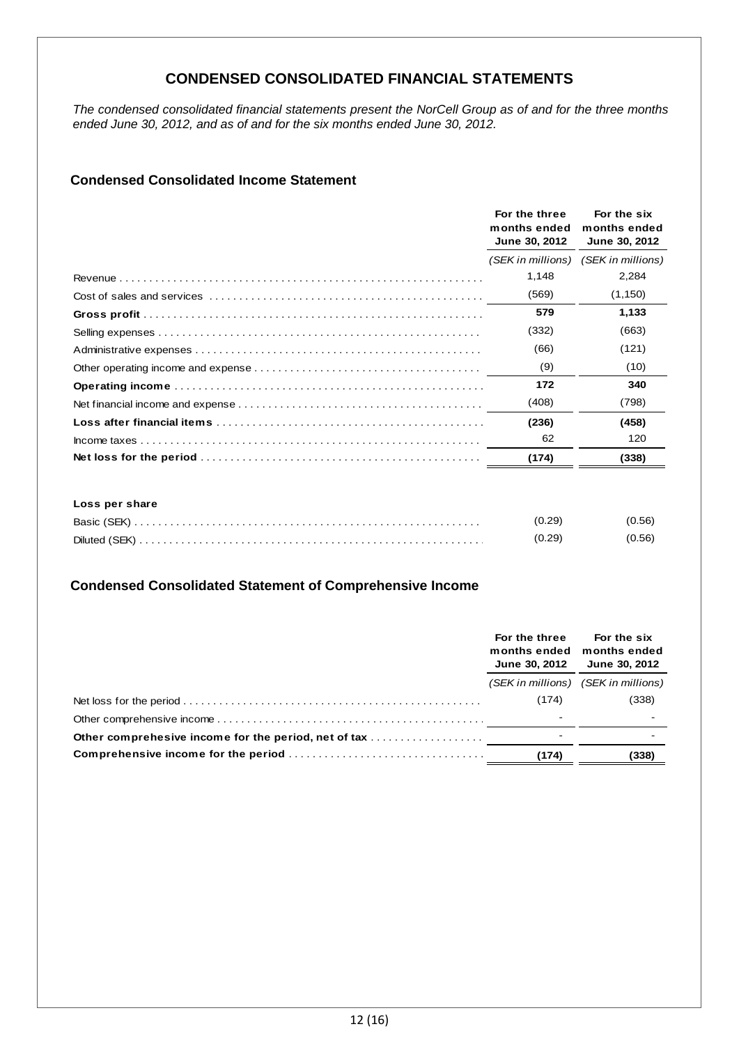# CONDENSED CONSOLIDATED FINANCIAL STATEMENTS

*The condensed consolidated financial statements present the NorCell Group as of and for the three months ended June 30, 2012, and as of and for the six months ended June 30, 2012.*

## Condensed Consolidated Income Statement

| | For the three months ended June 30, 2012 | For the six months ended June 30, 2012 |
|---|---|---|
| | *(SEK in millions)* | *(SEK in millions)* |
| Revenue | 1,148 | 2,284 |
| Cost of sales and services | (569) | (1,150) |
| **Gross profit** | **579** | **1,133** |
| Selling expenses | (332) | (663) |
| Administrative expenses | (66) | (121) |
| Other operating income and expense | (9) | (10) |
| **Operating income** | **172** | **340** |
| Net financial income and expense | (408) | (798) |
| **Loss after financial items** | **(236)** | **(458)** |
| Income taxes | 62 | 120 |
| **Net loss for the period** | **(174)** | **(338)** |
| | | |
| **Loss per share** | | |
| Basic (SEK) | (0.29) | (0.56) |
| Diluted (SEK) | (0.29) | (0.56) |

## Condensed Consolidated Statement of Comprehensive Income

| | For the three months ended June 30, 2012 | For the six months ended June 30, 2012 |
|---|---|---|
| | *(SEK in millions)* | *(SEK in millions)* |
| Net loss for the period | (174) | (338) |
| Other comprehensive income | - | - |
| **Other comprehesive income for the period, net of tax** | - | - |
| **Comprehensive income for the period** | **(174)** | **(338)** |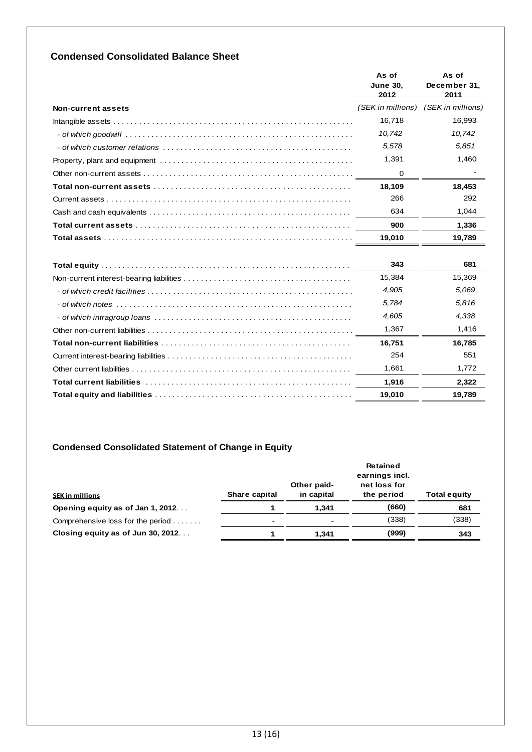## Condensed Consolidated Balance Sheet

| | As of June 30, 2012 | As of December 31, 2011 |
|---|---|---|
| **Non-current assets** | *(SEK in millions)* | *(SEK in millions)* |
| Intangible assets | 16,718 | 16,993 |
| *- of which goodwill* | *10,742* | *10,742* |
| *- of which customer relations* | *5,578* | *5,851* |
| Property, plant and equipment | 1,391 | 1,460 |
| Other non-current assets | 0 | - |
| **Total non-current assets** | **18,109** | **18,453** |
| Current assets | 266 | 292 |
| Cash and cash equivalents | 634 | 1,044 |
| **Total current assets** | **900** | **1,336** |
| **Total assets** | **19,010** | **19,789** |
| | | |
| **Total equity** | **343** | **681** |
| Non-current interest-bearing liabilities | 15,384 | 15,369 |
| *- of which credit facilities* | *4,905* | *5,069* |
| *- of which notes* | *5,784* | *5,816* |
| *- of which intragroup loans* | *4,605* | *4,338* |
| Other non-current liabilities | 1,367 | 1,416 |
| **Total non-current liabilities** | **16,751** | **16,785** |
| Current interest-bearing liabilities | 254 | 551 |
| Other current liabilities | 1,661 | 1,772 |
| **Total current liabilities** | **1,916** | **2,322** |
| **Total equity and liabilities** | **19,010** | **19,789** |

## Condensed Consolidated Statement of Change in Equity

| SEK in millions | Share capital | Other paid-in capital | Retained earnings incl. net loss for the period | Total equity |
|---|---|---|---|---|
| **Opening equity as of Jan 1, 2012** | **1** | **1,341** | **(660)** | **681** |
| Comprehensive loss for the period | - | - | (338) | (338) |
| **Closing equity as of Jun 30, 2012** | **1** | **1,341** | **(999)** | **343** |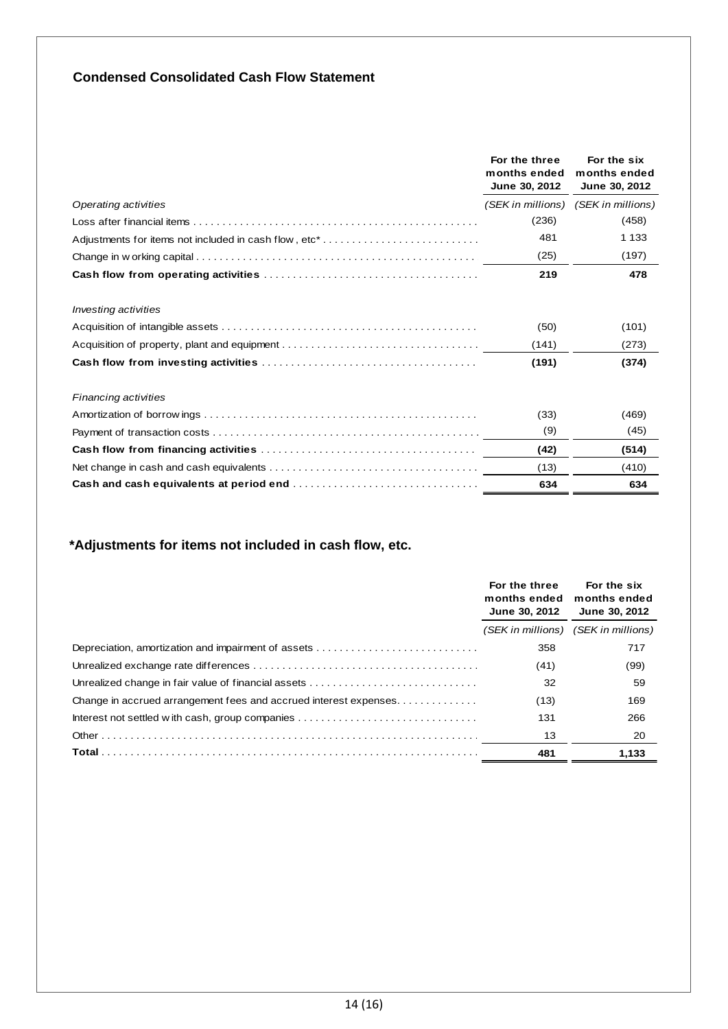## Condensed Consolidated Cash Flow Statement

| | For the three months ended June 30, 2012 | For the six months ended June 30, 2012 |
|---|---|---|
| *Operating activities* | *(SEK in millions)* | *(SEK in millions)* |
| Loss after financial items | (236) | (458) |
| Adjustments for items not included in cash flow, etc* | 481 | 1 133 |
| Change in working capital | (25) | (197) |
| **Cash flow from operating activities** | **219** | **478** |
| *Investing activities* | | |
| Acquisition of intangible assets | (50) | (101) |
| Acquisition of property, plant and equipment | (141) | (273) |
| **Cash flow from investing activities** | **(191)** | **(374)** |
| *Financing activities* | | |
| Amortization of borrowings | (33) | (469) |
| Payment of transaction costs | (9) | (45) |
| **Cash flow from financing activities** | **(42)** | **(514)** |
| Net change in cash and cash equivalents | (13) | (410) |
| **Cash and cash equivalents at period end** | **634** | **634** |

## *Adjustments for items not included in cash flow, etc.

| | For the three months ended June 30, 2012 | For the six months ended June 30, 2012 |
|---|---|---|
| | *(SEK in millions)* | *(SEK in millions)* |
| Depreciation, amortization and impairment of assets | 358 | 717 |
| Unrealized exchange rate differences | (41) | (99) |
| Unrealized change in fair value of financial assets | 32 | 59 |
| Change in accrued arrangement fees and accrued interest expenses | (13) | 169 |
| Interest not settled with cash, group companies | 131 | 266 |
| Other | 13 | 20 |
| **Total** | **481** | **1,133** |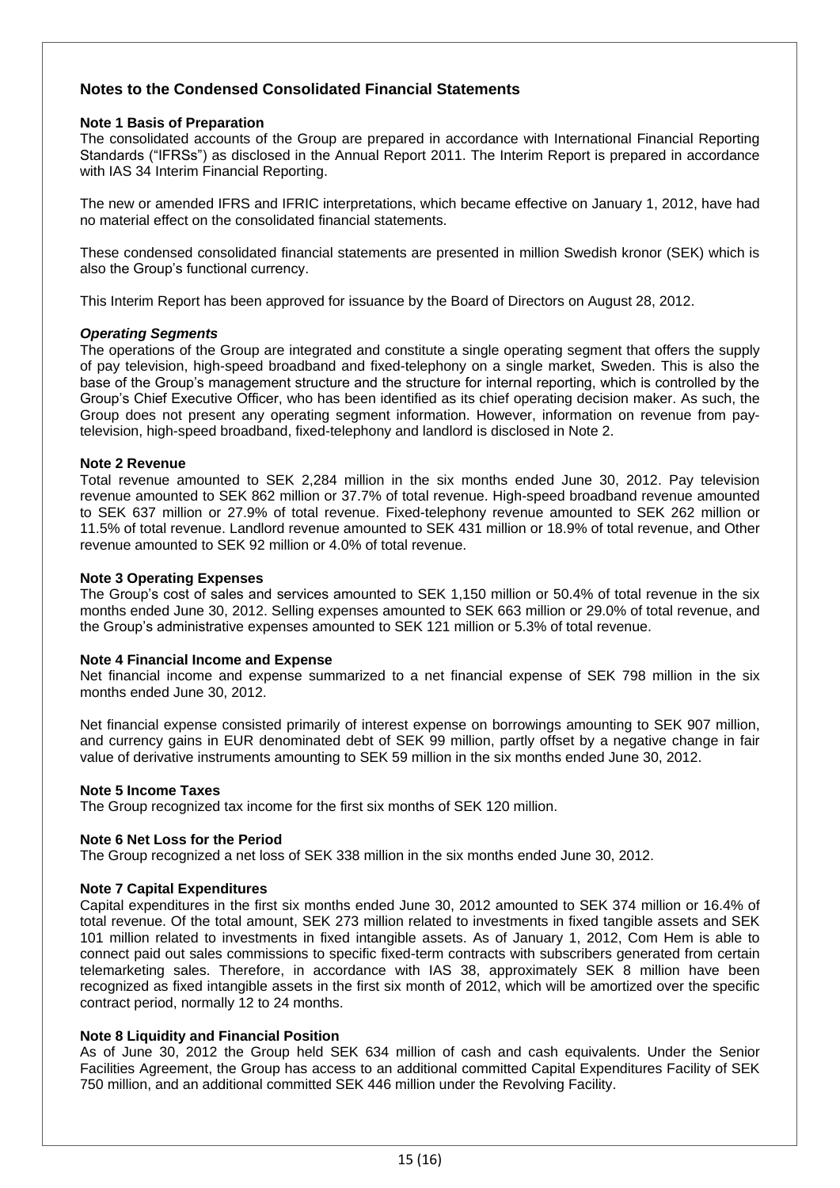## Notes to the Condensed Consolidated Financial Statements

### Note 1 Basis of Preparation

The consolidated accounts of the Group are prepared in accordance with International Financial Reporting Standards ("IFRSs") as disclosed in the Annual Report 2011. The Interim Report is prepared in accordance with IAS 34 Interim Financial Reporting.

The new or amended IFRS and IFRIC interpretations, which became effective on January 1, 2012, have had no material effect on the consolidated financial statements.

These condensed consolidated financial statements are presented in million Swedish kronor (SEK) which is also the Group's functional currency.

This Interim Report has been approved for issuance by the Board of Directors on August 28, 2012.

***Operating Segments***

The operations of the Group are integrated and constitute a single operating segment that offers the supply of pay television, high-speed broadband and fixed-telephony on a single market, Sweden. This is also the base of the Group's management structure and the structure for internal reporting, which is controlled by the Group's Chief Executive Officer, who has been identified as its chief operating decision maker. As such, the Group does not present any operating segment information. However, information on revenue from pay-television, high-speed broadband, fixed-telephony and landlord is disclosed in Note 2.

### Note 2 Revenue

Total revenue amounted to SEK 2,284 million in the six months ended June 30, 2012. Pay television revenue amounted to SEK 862 million or 37.7% of total revenue. High-speed broadband revenue amounted to SEK 637 million or 27.9% of total revenue. Fixed-telephony revenue amounted to SEK 262 million or 11.5% of total revenue. Landlord revenue amounted to SEK 431 million or 18.9% of total revenue, and Other revenue amounted to SEK 92 million or 4.0% of total revenue.

### Note 3 Operating Expenses

The Group's cost of sales and services amounted to SEK 1,150 million or 50.4% of total revenue in the six months ended June 30, 2012. Selling expenses amounted to SEK 663 million or 29.0% of total revenue, and the Group's administrative expenses amounted to SEK 121 million or 5.3% of total revenue.

### Note 4 Financial Income and Expense

Net financial income and expense summarized to a net financial expense of SEK 798 million in the six months ended June 30, 2012.

Net financial expense consisted primarily of interest expense on borrowings amounting to SEK 907 million, and currency gains in EUR denominated debt of SEK 99 million, partly offset by a negative change in fair value of derivative instruments amounting to SEK 59 million in the six months ended June 30, 2012.

### Note 5 Income Taxes

The Group recognized tax income for the first six months of SEK 120 million.

### Note 6 Net Loss for the Period

The Group recognized a net loss of SEK 338 million in the six months ended June 30, 2012.

### Note 7 Capital Expenditures

Capital expenditures in the first six months ended June 30, 2012 amounted to SEK 374 million or 16.4% of total revenue. Of the total amount, SEK 273 million related to investments in fixed tangible assets and SEK 101 million related to investments in fixed intangible assets. As of January 1, 2012, Com Hem is able to connect paid out sales commissions to specific fixed-term contracts with subscribers generated from certain telemarketing sales. Therefore, in accordance with IAS 38, approximately SEK 8 million have been recognized as fixed intangible assets in the first six month of 2012, which will be amortized over the specific contract period, normally 12 to 24 months.

### Note 8 Liquidity and Financial Position

As of June 30, 2012 the Group held SEK 634 million of cash and cash equivalents. Under the Senior Facilities Agreement, the Group has access to an additional committed Capital Expenditures Facility of SEK 750 million, and an additional committed SEK 446 million under the Revolving Facility.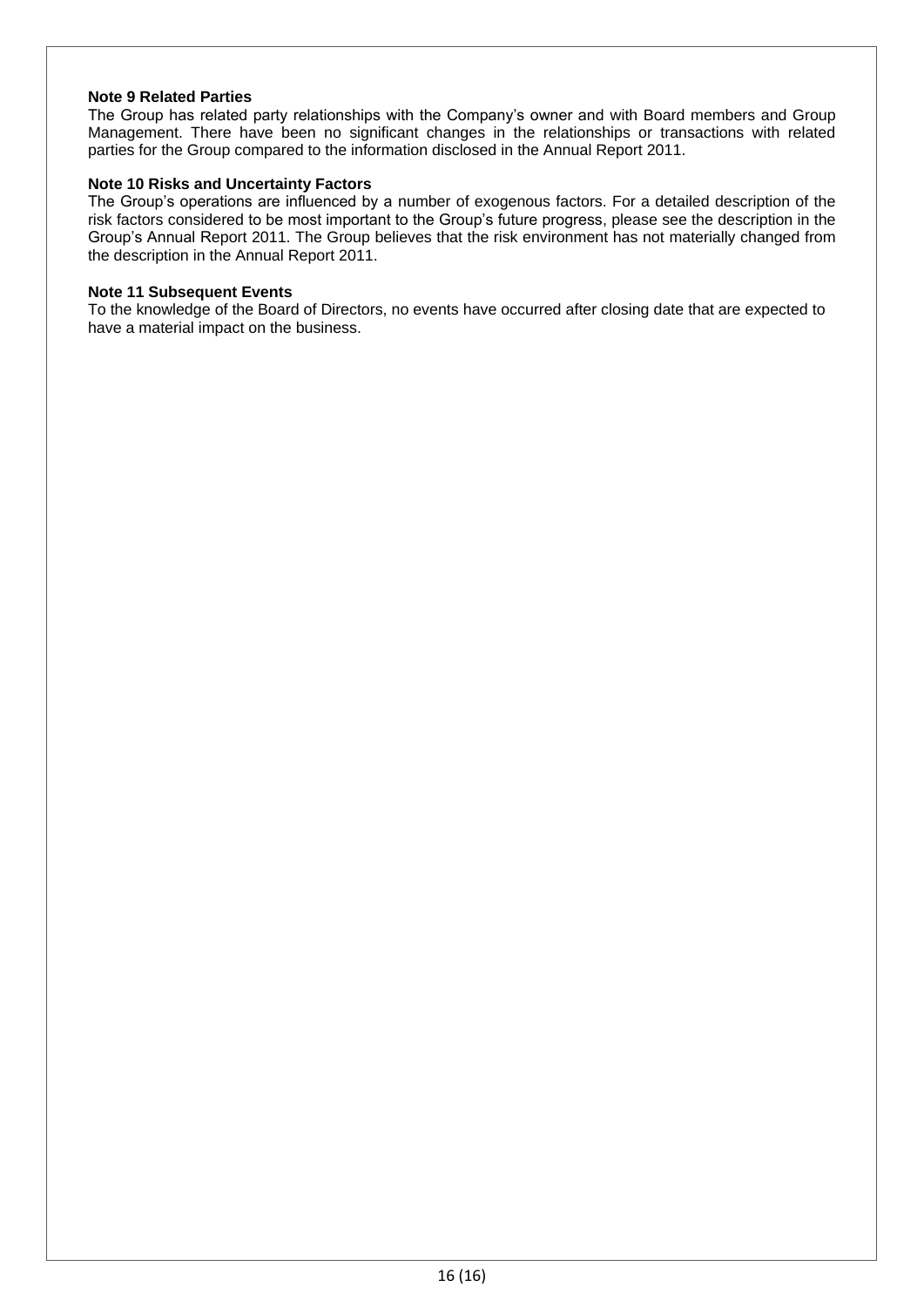**Note 9 Related Parties**

The Group has related party relationships with the Company's owner and with Board members and Group Management. There have been no significant changes in the relationships or transactions with related parties for the Group compared to the information disclosed in the Annual Report 2011.

**Note 10 Risks and Uncertainty Factors**

The Group's operations are influenced by a number of exogenous factors. For a detailed description of the risk factors considered to be most important to the Group's future progress, please see the description in the Group's Annual Report 2011. The Group believes that the risk environment has not materially changed from the description in the Annual Report 2011.

**Note 11 Subsequent Events**

To the knowledge of the Board of Directors, no events have occurred after closing date that are expected to have a material impact on the business.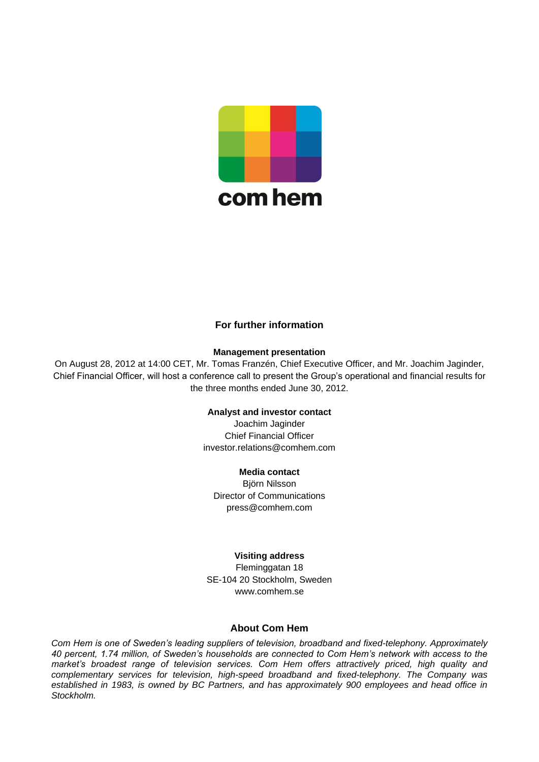com hem

## For further information

**Management presentation**

On August 28, 2012 at 14:00 CET, Mr. Tomas Franzén, Chief Executive Officer, and Mr. Joachim Jaginder, Chief Financial Officer, will host a conference call to present the Group's operational and financial results for the three months ended June 30, 2012.

**Analyst and investor contact**

Joachim Jaginder
Chief Financial Officer
investor.relations@comhem.com

**Media contact**

Björn Nilsson
Director of Communications
press@comhem.com

**Visiting address**

Fleminggatan 18
SE-104 20 Stockholm, Sweden
www.comhem.se

## About Com Hem

*Com Hem is one of Sweden's leading suppliers of television, broadband and fixed-telephony. Approximately 40 percent, 1.74 million, of Sweden's households are connected to Com Hem's network with access to the market's broadest range of television services. Com Hem offers attractively priced, high quality and complementary services for television, high-speed broadband and fixed-telephony. The Company was established in 1983, is owned by BC Partners, and has approximately 900 employees and head office in Stockholm.*